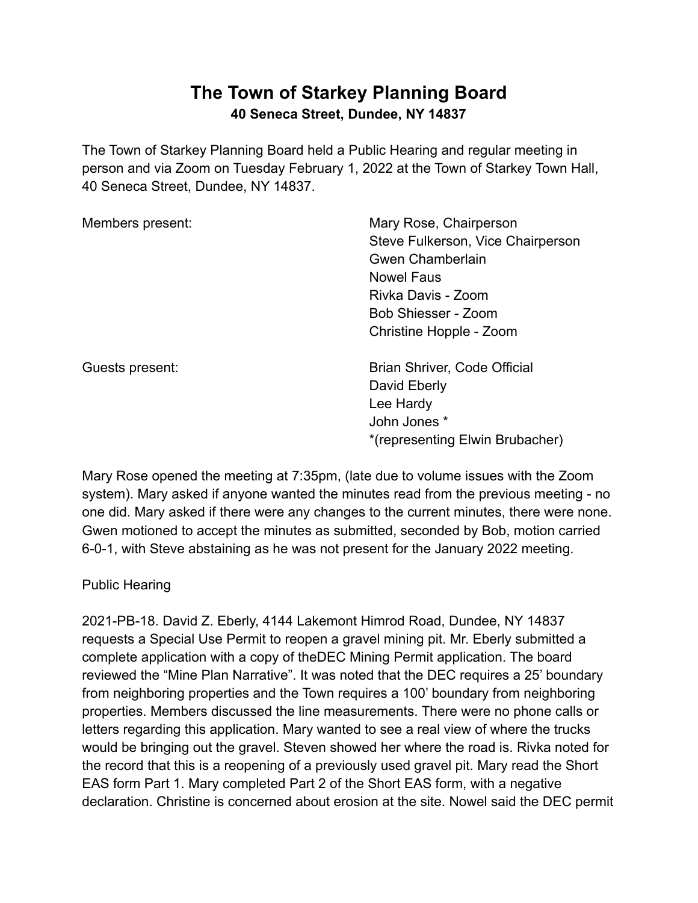# The Town of Starkey Planning Board

**40 Seneca Street, Dundee, NY 14837**

The Town of Starkey Planning Board held a Public Hearing and regular meeting in person and via Zoom on Tuesday February 1, 2022 at the Town of Starkey Town Hall, 40 Seneca Street, Dundee, NY 14837.

| | |
|---|---|
| Members present: | Mary Rose, Chairperson |
| | Steve Fulkerson, Vice Chairperson |
| | Gwen Chamberlain |
| | Nowel Faus |
| | Rivka Davis - Zoom |
| | Bob Shiesser - Zoom |
| | Christine Hopple - Zoom |
| Guests present: | Brian Shriver, Code Official |
| | David Eberly |
| | Lee Hardy |
| | John Jones * |
| | *(representing Elwin Brubacher) |

Mary Rose opened the meeting at 7:35pm, (late due to volume issues with the Zoom system). Mary asked if anyone wanted the minutes read from the previous meeting - no one did. Mary asked if there were any changes to the current minutes, there were none. Gwen motioned to accept the minutes as submitted, seconded by Bob, motion carried 6-0-1, with Steve abstaining as he was not present for the January 2022 meeting.

Public Hearing

2021-PB-18. David Z. Eberly, 4144 Lakemont Himrod Road, Dundee, NY 14837 requests a Special Use Permit to reopen a gravel mining pit. Mr. Eberly submitted a complete application with a copy of theDEC Mining Permit application. The board reviewed the "Mine Plan Narrative". It was noted that the DEC requires a 25' boundary from neighboring properties and the Town requires a 100' boundary from neighboring properties. Members discussed the line measurements. There were no phone calls or letters regarding this application. Mary wanted to see a real view of where the trucks would be bringing out the gravel. Steven showed her where the road is. Rivka noted for the record that this is a reopening of a previously used gravel pit. Mary read the Short EAS form Part 1. Mary completed Part 2 of the Short EAS form, with a negative declaration. Christine is concerned about erosion at the site. Nowel said the DEC permit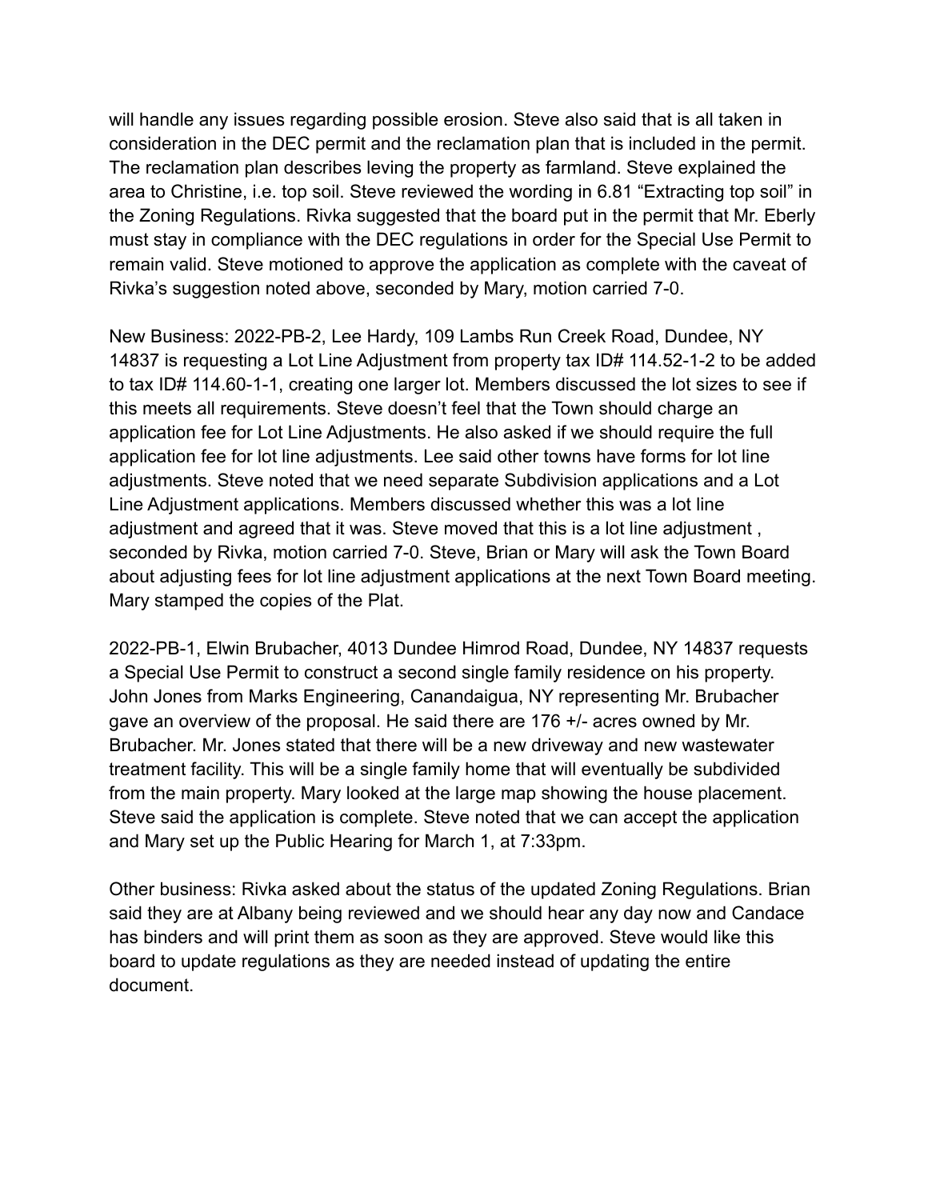will handle any issues regarding possible erosion. Steve also said that is all taken in consideration in the DEC permit and the reclamation plan that is included in the permit. The reclamation plan describes leving the property as farmland. Steve explained the area to Christine, i.e. top soil. Steve reviewed the wording in 6.81 "Extracting top soil" in the Zoning Regulations. Rivka suggested that the board put in the permit that Mr. Eberly must stay in compliance with the DEC regulations in order for the Special Use Permit to remain valid. Steve motioned to approve the application as complete with the caveat of Rivka's suggestion noted above, seconded by Mary, motion carried 7-0.

New Business: 2022-PB-2, Lee Hardy, 109 Lambs Run Creek Road, Dundee, NY 14837 is requesting a Lot Line Adjustment from property tax ID# 114.52-1-2 to be added to tax ID# 114.60-1-1, creating one larger lot. Members discussed the lot sizes to see if this meets all requirements. Steve doesn't feel that the Town should charge an application fee for Lot Line Adjustments. He also asked if we should require the full application fee for lot line adjustments. Lee said other towns have forms for lot line adjustments. Steve noted that we need separate Subdivision applications and a Lot Line Adjustment applications. Members discussed whether this was a lot line adjustment and agreed that it was. Steve moved that this is a lot line adjustment , seconded by Rivka, motion carried 7-0. Steve, Brian or Mary will ask the Town Board about adjusting fees for lot line adjustment applications at the next Town Board meeting. Mary stamped the copies of the Plat.

2022-PB-1, Elwin Brubacher, 4013 Dundee Himrod Road, Dundee, NY 14837 requests a Special Use Permit to construct a second single family residence on his property. John Jones from Marks Engineering, Canandaigua, NY representing Mr. Brubacher gave an overview of the proposal. He said there are 176 +/- acres owned by Mr. Brubacher. Mr. Jones stated that there will be a new driveway and new wastewater treatment facility. This will be a single family home that will eventually be subdivided from the main property. Mary looked at the large map showing the house placement. Steve said the application is complete. Steve noted that we can accept the application and Mary set up the Public Hearing for March 1, at 7:33pm.

Other business: Rivka asked about the status of the updated Zoning Regulations. Brian said they are at Albany being reviewed and we should hear any day now and Candace has binders and will print them as soon as they are approved. Steve would like this board to update regulations as they are needed instead of updating the entire document.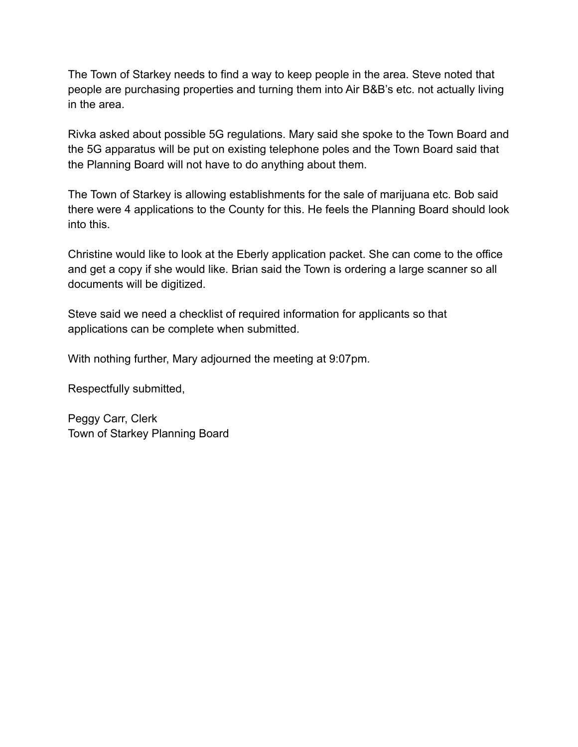The Town of Starkey needs to find a way to keep people in the area. Steve noted that people are purchasing properties and turning them into Air B&B's etc. not actually living in the area.

Rivka asked about possible 5G regulations. Mary said she spoke to the Town Board and the 5G apparatus will be put on existing telephone poles and the Town Board said that the Planning Board will not have to do anything about them.

The Town of Starkey is allowing establishments for the sale of marijuana etc. Bob said there were 4 applications to the County for this. He feels the Planning Board should look into this.

Christine would like to look at the Eberly application packet. She can come to the office and get a copy if she would like. Brian said the Town is ordering a large scanner so all documents will be digitized.

Steve said we need a checklist of required information for applicants so that applications can be complete when submitted.

With nothing further, Mary adjourned the meeting at 9:07pm.

Respectfully submitted,

Peggy Carr, Clerk
Town of Starkey Planning Board